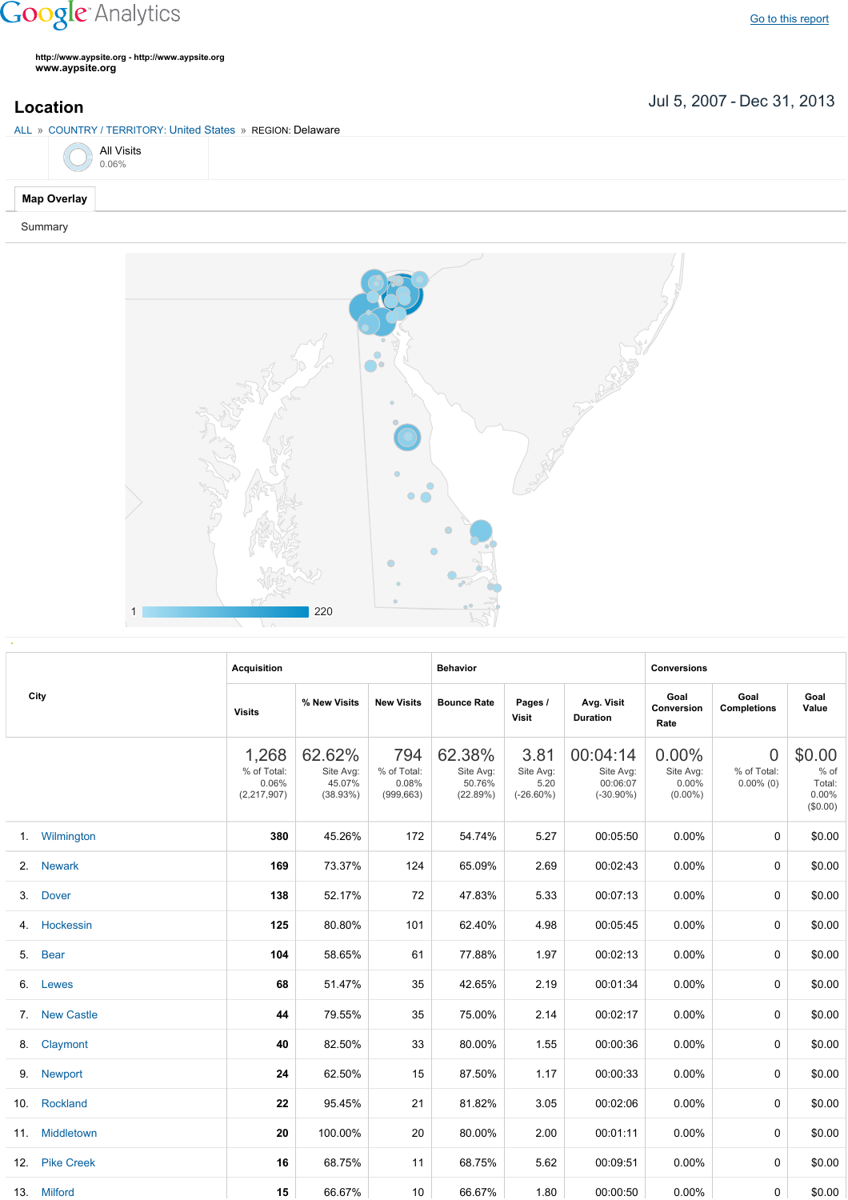Google Analytics

Go to this report

http://www.aypsite.org - http://www.aypsite.org
www.aypsite.org

# Location

Jul 5, 2007 - Dec 31, 2013

ALL » COUNTRY / TERRITORY: United States » REGION: Delaware

All Visits
0.06%

Map Overlay

Summary

1 220

| City | Acquisition | | | Behavior | | | Conversions | | |
|---|---|---|---|---|---|---|---|---|---|
| | Visits | % New Visits | New Visits | Bounce Rate | Pages / Visit | Avg. Visit Duration | Goal Conversion Rate | Goal Completions | Goal Value |
| | 1,268 % of Total: 0.06% (2,217,907) | 62.62% Site Avg: 45.07% (38.93%) | 794 % of Total: 0.08% (999,663) | 62.38% Site Avg: 50.76% (22.89%) | 3.81 Site Avg: 5.20 (-26.60%) | 00:04:14 Site Avg: 00:06:07 (-30.90%) | 0.00% Site Avg: 0.00% (0.00%) | 0 % of Total: 0.00% (0) | $0.00 % of Total: 0.00% ($0.00) |
| 1. Wilmington | 380 | 45.26% | 172 | 54.74% | 5.27 | 00:05:50 | 0.00% | 0 | $0.00 |
| 2. Newark | 169 | 73.37% | 124 | 65.09% | 2.69 | 00:02:43 | 0.00% | 0 | $0.00 |
| 3. Dover | 138 | 52.17% | 72 | 47.83% | 5.33 | 00:07:13 | 0.00% | 0 | $0.00 |
| 4. Hockessin | 125 | 80.80% | 101 | 62.40% | 4.98 | 00:05:45 | 0.00% | 0 | $0.00 |
| 5. Bear | 104 | 58.65% | 61 | 77.88% | 1.97 | 00:02:13 | 0.00% | 0 | $0.00 |
| 6. Lewes | 68 | 51.47% | 35 | 42.65% | 2.19 | 00:01:34 | 0.00% | 0 | $0.00 |
| 7. New Castle | 44 | 79.55% | 35 | 75.00% | 2.14 | 00:02:17 | 0.00% | 0 | $0.00 |
| 8. Claymont | 40 | 82.50% | 33 | 80.00% | 1.55 | 00:00:36 | 0.00% | 0 | $0.00 |
| 9. Newport | 24 | 62.50% | 15 | 87.50% | 1.17 | 00:00:33 | 0.00% | 0 | $0.00 |
| 10. Rockland | 22 | 95.45% | 21 | 81.82% | 3.05 | 00:02:06 | 0.00% | 0 | $0.00 |
| 11. Middletown | 20 | 100.00% | 20 | 80.00% | 2.00 | 00:01:11 | 0.00% | 0 | $0.00 |
| 12. Pike Creek | 16 | 68.75% | 11 | 68.75% | 5.62 | 00:09:51 | 0.00% | 0 | $0.00 |
| 13. Milford | 15 | 66.67% | 10 | 66.67% | 1.80 | 00:00:50 | 0.00% | 0 | $0.00 |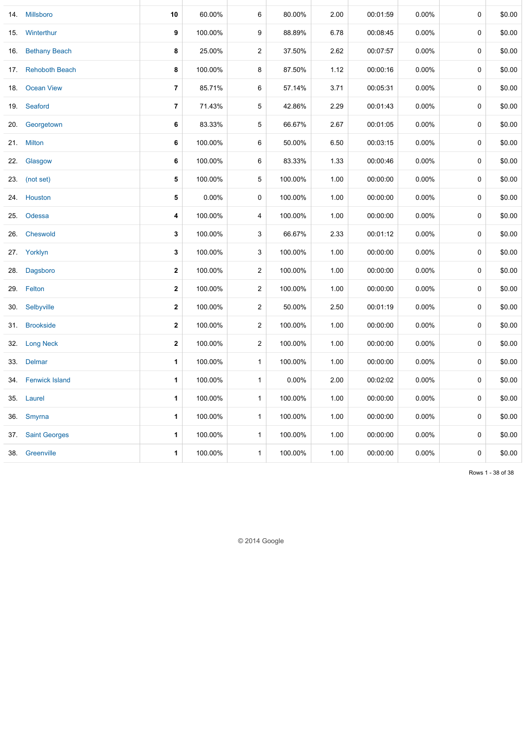| | | | | | | | | | |
|---|---|---|---|---|---|---|---|---|---|
| 14. | Millsboro | **10** | 60.00% | 6 | 80.00% | 2.00 | 00:01:59 | 0.00% | 0 | $0.00 |
| 15. | Winterthur | **9** | 100.00% | 9 | 88.89% | 6.78 | 00:08:45 | 0.00% | 0 | $0.00 |
| 16. | Bethany Beach | **8** | 25.00% | 2 | 37.50% | 2.62 | 00:07:57 | 0.00% | 0 | $0.00 |
| 17. | Rehoboth Beach | **8** | 100.00% | 8 | 87.50% | 1.12 | 00:00:16 | 0.00% | 0 | $0.00 |
| 18. | Ocean View | **7** | 85.71% | 6 | 57.14% | 3.71 | 00:05:31 | 0.00% | 0 | $0.00 |
| 19. | Seaford | **7** | 71.43% | 5 | 42.86% | 2.29 | 00:01:43 | 0.00% | 0 | $0.00 |
| 20. | Georgetown | **6** | 83.33% | 5 | 66.67% | 2.67 | 00:01:05 | 0.00% | 0 | $0.00 |
| 21. | Milton | **6** | 100.00% | 6 | 50.00% | 6.50 | 00:03:15 | 0.00% | 0 | $0.00 |
| 22. | Glasgow | **6** | 100.00% | 6 | 83.33% | 1.33 | 00:00:46 | 0.00% | 0 | $0.00 |
| 23. | (not set) | **5** | 100.00% | 5 | 100.00% | 1.00 | 00:00:00 | 0.00% | 0 | $0.00 |
| 24. | Houston | **5** | 0.00% | 0 | 100.00% | 1.00 | 00:00:00 | 0.00% | 0 | $0.00 |
| 25. | Odessa | **4** | 100.00% | 4 | 100.00% | 1.00 | 00:00:00 | 0.00% | 0 | $0.00 |
| 26. | Cheswold | **3** | 100.00% | 3 | 66.67% | 2.33 | 00:01:12 | 0.00% | 0 | $0.00 |
| 27. | Yorklyn | **3** | 100.00% | 3 | 100.00% | 1.00 | 00:00:00 | 0.00% | 0 | $0.00 |
| 28. | Dagsboro | **2** | 100.00% | 2 | 100.00% | 1.00 | 00:00:00 | 0.00% | 0 | $0.00 |
| 29. | Felton | **2** | 100.00% | 2 | 100.00% | 1.00 | 00:00:00 | 0.00% | 0 | $0.00 |
| 30. | Selbyville | **2** | 100.00% | 2 | 50.00% | 2.50 | 00:01:19 | 0.00% | 0 | $0.00 |
| 31. | Brookside | **2** | 100.00% | 2 | 100.00% | 1.00 | 00:00:00 | 0.00% | 0 | $0.00 |
| 32. | Long Neck | **2** | 100.00% | 2 | 100.00% | 1.00 | 00:00:00 | 0.00% | 0 | $0.00 |
| 33. | Delmar | **1** | 100.00% | 1 | 100.00% | 1.00 | 00:00:00 | 0.00% | 0 | $0.00 |
| 34. | Fenwick Island | **1** | 100.00% | 1 | 0.00% | 2.00 | 00:02:02 | 0.00% | 0 | $0.00 |
| 35. | Laurel | **1** | 100.00% | 1 | 100.00% | 1.00 | 00:00:00 | 0.00% | 0 | $0.00 |
| 36. | Smyrna | **1** | 100.00% | 1 | 100.00% | 1.00 | 00:00:00 | 0.00% | 0 | $0.00 |
| 37. | Saint Georges | **1** | 100.00% | 1 | 100.00% | 1.00 | 00:00:00 | 0.00% | 0 | $0.00 |
| 38. | Greenville | **1** | 100.00% | 1 | 100.00% | 1.00 | 00:00:00 | 0.00% | 0 | $0.00 |

Rows 1 - 38 of 38

© 2014 Google